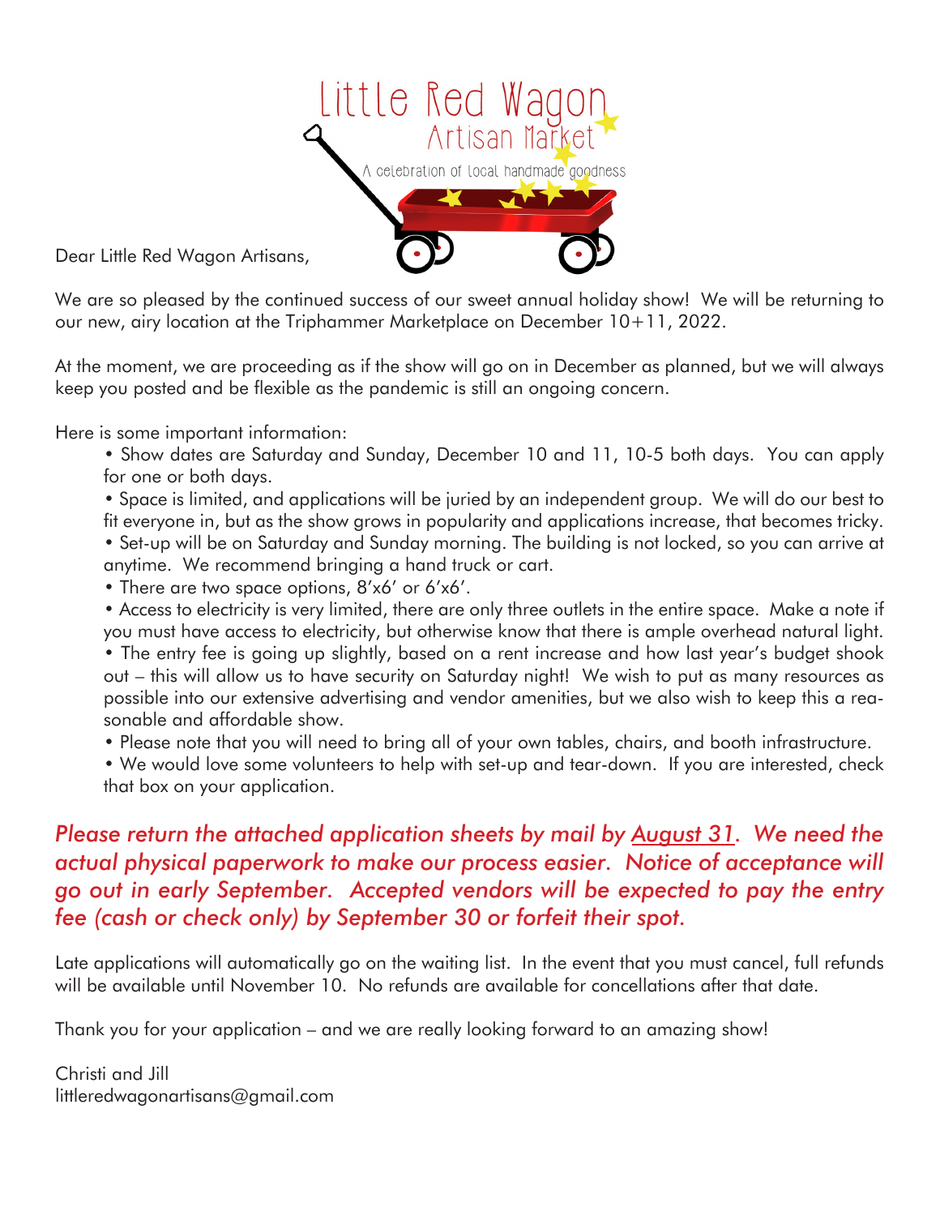# Little Red Wagon
## Artisan Market

A celebration of local handmade goodness

Dear Little Red Wagon Artisans,

We are so pleased by the continued success of our sweet annual holiday show! We will be returning to our new, airy location at the Triphammer Marketplace on December 10+11, 2022.

At the moment, we are proceeding as if the show will go on in December as planned, but we will always keep you posted and be flexible as the pandemic is still an ongoing concern.

Here is some important information:

- Show dates are Saturday and Sunday, December 10 and 11, 10-5 both days. You can apply for one or both days.
- Space is limited, and applications will be juried by an independent group. We will do our best to fit everyone in, but as the show grows in popularity and applications increase, that becomes tricky.
- Set-up will be on Saturday and Sunday morning. The building is not locked, so you can arrive at anytime. We recommend bringing a hand truck or cart.
- There are two space options, 8'x6' or 6'x6'.
- Access to electricity is very limited, there are only three outlets in the entire space. Make a note if you must have access to electricity, but otherwise know that there is ample overhead natural light.
- The entry fee is going up slightly, based on a rent increase and how last year's budget shook out – this will allow us to have security on Saturday night! We wish to put as many resources as possible into our extensive advertising and vendor amenities, but we also wish to keep this a reasonable and affordable show.
- Please note that you will need to bring all of your own tables, chairs, and booth infrastructure.
- We would love some volunteers to help with set-up and tear-down. If you are interested, check that box on your application.

***Please return the attached application sheets by mail by <u>August 31</u>. We need the actual physical paperwork to make our process easier. Notice of acceptance will go out in early September. Accepted vendors will be expected to pay the entry fee (cash or check only) by September 30 or forfeit their spot.***

Late applications will automatically go on the waiting list. In the event that you must cancel, full refunds will be available until November 10. No refunds are available for concellations after that date.

Thank you for your application – and we are really looking forward to an amazing show!

Christi and Jill
littleredwagonartisans@gmail.com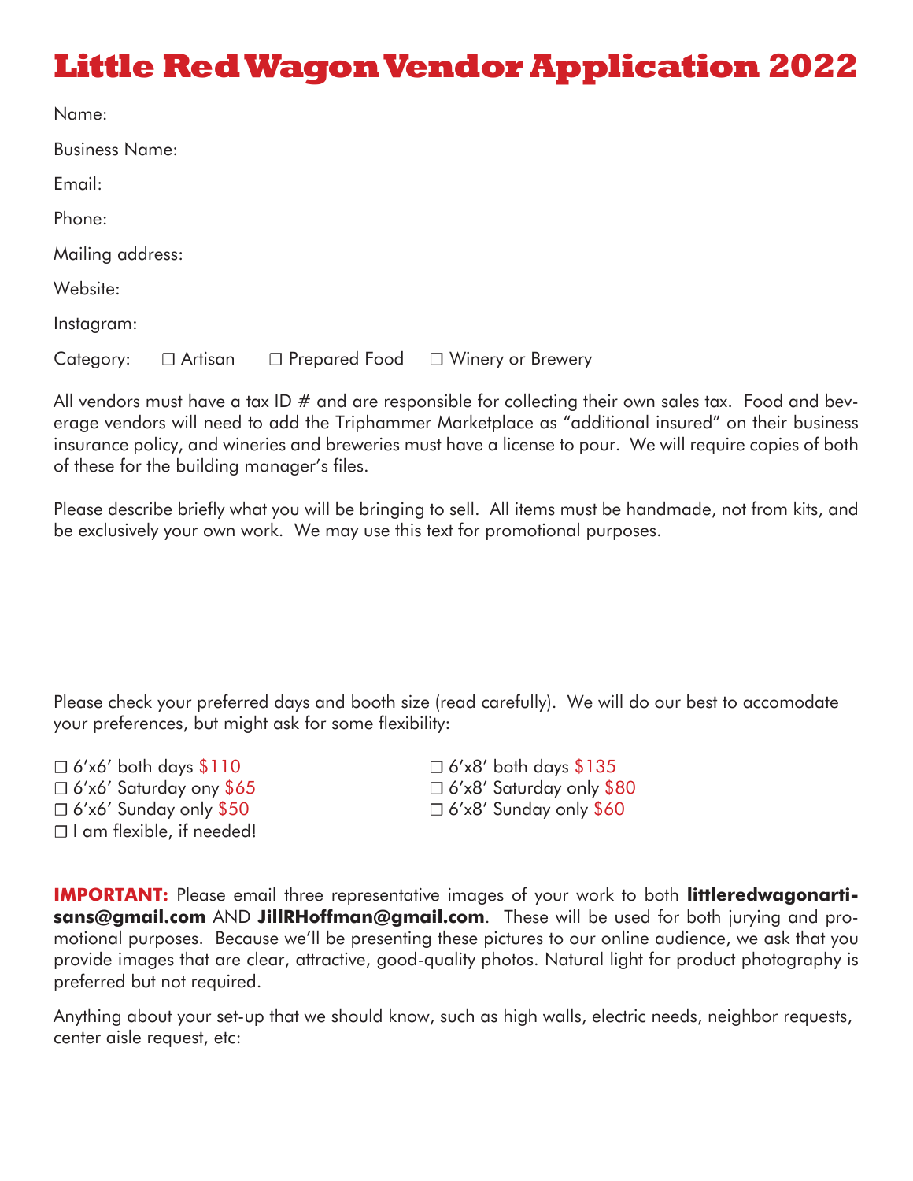# Little Red Wagon Vendor Application 2022

Name:

Business Name:

Email:

Phone:

Mailing address:

Website:

Instagram:

Category: ☐ Artisan ☐ Prepared Food ☐ Winery or Brewery

All vendors must have a tax ID # and are responsible for collecting their own sales tax. Food and beverage vendors will need to add the Triphammer Marketplace as "additional insured" on their business insurance policy, and wineries and breweries must have a license to pour. We will require copies of both of these for the building manager's files.

Please describe briefly what you will be bringing to sell. All items must be handmade, not from kits, and be exclusively your own work. We may use this text for promotional purposes.

Please check your preferred days and booth size (read carefully). We will do our best to accomodate your preferences, but might ask for some flexibility:

☐ 6'x6' both days $110
☐ 6'x6' Saturday ony $65
☐ 6'x6' Sunday only $50
☐ I am flexible, if needed!

☐ 6'x8' both days $135
☐ 6'x8' Saturday only $80
☐ 6'x8' Sunday only $60

**IMPORTANT:** Please email three representative images of your work to both **littleredwagonartisans@gmail.com** AND **JillRHoffman@gmail.com**. These will be used for both jurying and promotional purposes. Because we'll be presenting these pictures to our online audience, we ask that you provide images that are clear, attractive, good-quality photos. Natural light for product photography is preferred but not required.

Anything about your set-up that we should know, such as high walls, electric needs, neighbor requests, center aisle request, etc: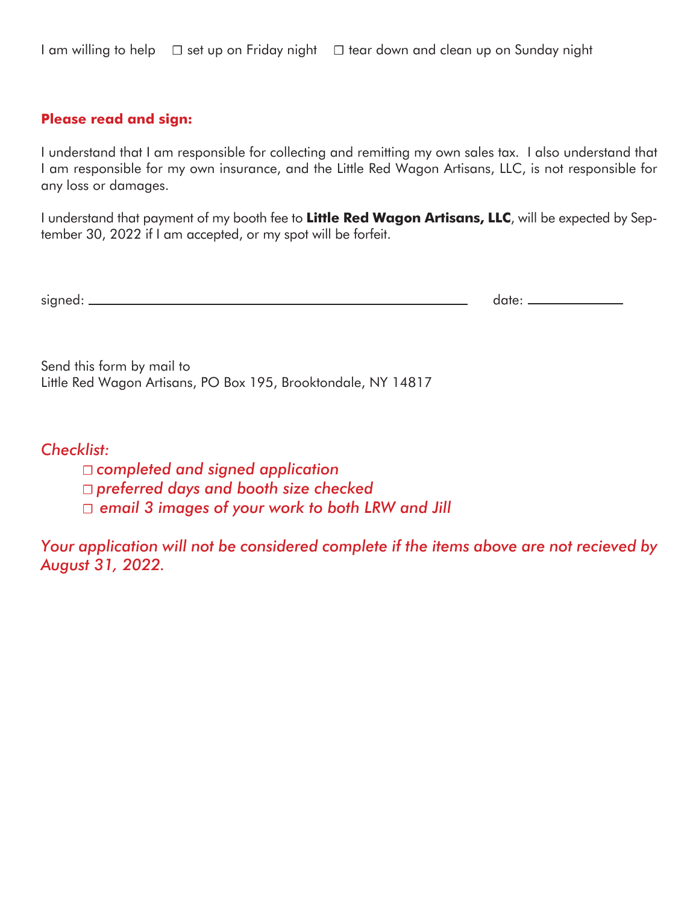I am willing to help ☐ set up on Friday night ☐ tear down and clean up on Sunday night

**Please read and sign:**

I understand that I am responsible for collecting and remitting my own sales tax. I also understand that I am responsible for my own insurance, and the Little Red Wagon Artisans, LLC, is not responsible for any loss or damages.

I understand that payment of my booth fee to **Little Red Wagon Artisans, LLC**, will be expected by September 30, 2022 if I am accepted, or my spot will be forfeit.

signed: ______________________________________________ date: ______________

Send this form by mail to
Little Red Wagon Artisans, PO Box 195, Brooktondale, NY 14817

*Checklist:*

- ☐ *completed and signed application*
- ☐ *preferred days and booth size checked*
- ☐ *email 3 images of your work to both LRW and Jill*

*Your application will not be considered complete if the items above are not recieved by August 31, 2022.*